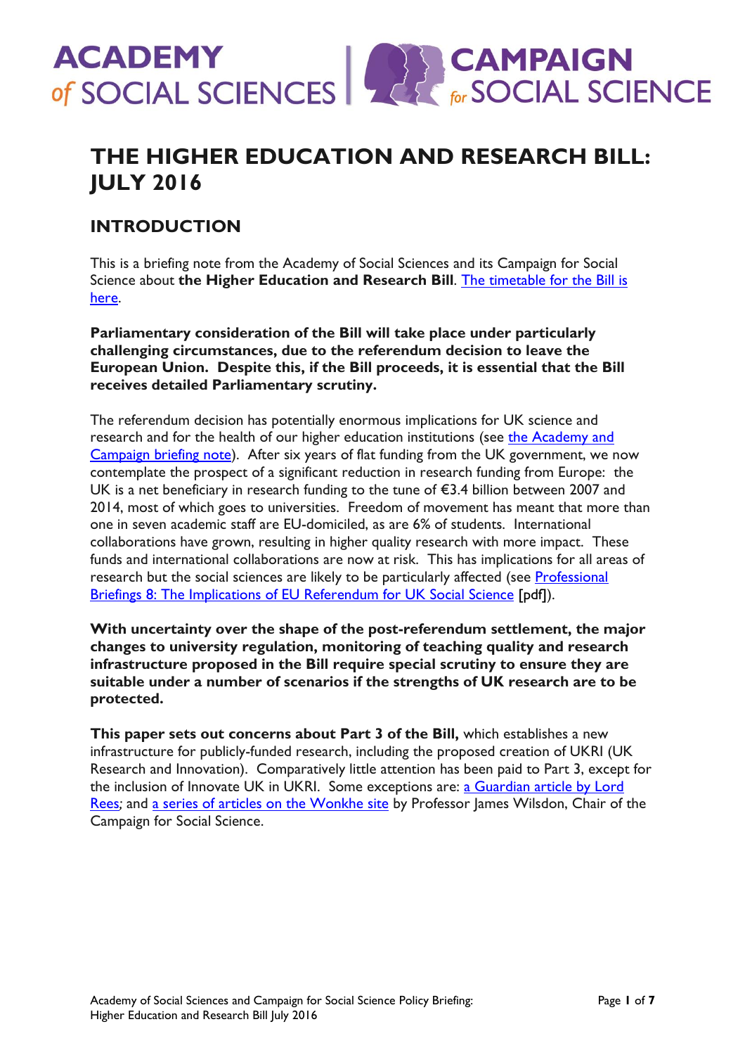ACADEMY of SOCIAL SCIENCES | CAMPAIGN for SOCIAL SCIENCE

# THE HIGHER EDUCATION AND RESEARCH BILL: JULY 2016

## INTRODUCTION

This is a briefing note from the Academy of Social Sciences and its Campaign for Social Science about **the Higher Education and Research Bill**. The timetable for the Bill is here.

**Parliamentary consideration of the Bill will take place under particularly challenging circumstances, due to the referendum decision to leave the European Union. Despite this, if the Bill proceeds, it is essential that the Bill receives detailed Parliamentary scrutiny.**

The referendum decision has potentially enormous implications for UK science and research and for the health of our higher education institutions (see the Academy and Campaign briefing note). After six years of flat funding from the UK government, we now contemplate the prospect of a significant reduction in research funding from Europe: the UK is a net beneficiary in research funding to the tune of €3.4 billion between 2007 and 2014, most of which goes to universities. Freedom of movement has meant that more than one in seven academic staff are EU-domiciled, as are 6% of students. International collaborations have grown, resulting in higher quality research with more impact. These funds and international collaborations are now at risk. This has implications for all areas of research but the social sciences are likely to be particularly affected (see Professional Briefings 8: The Implications of EU Referendum for UK Social Science [pdf]).

**With uncertainty over the shape of the post-referendum settlement, the major changes to university regulation, monitoring of teaching quality and research infrastructure proposed in the Bill require special scrutiny to ensure they are suitable under a number of scenarios if the strengths of UK research are to be protected.**

**This paper sets out concerns about Part 3 of the Bill,** which establishes a new infrastructure for publicly-funded research, including the proposed creation of UKRI (UK Research and Innovation). Comparatively little attention has been paid to Part 3, except for the inclusion of Innovate UK in UKRI. Some exceptions are: a Guardian article by Lord Rees; and a series of articles on the Wonkhe site by Professor James Wilsdon, Chair of the Campaign for Social Science.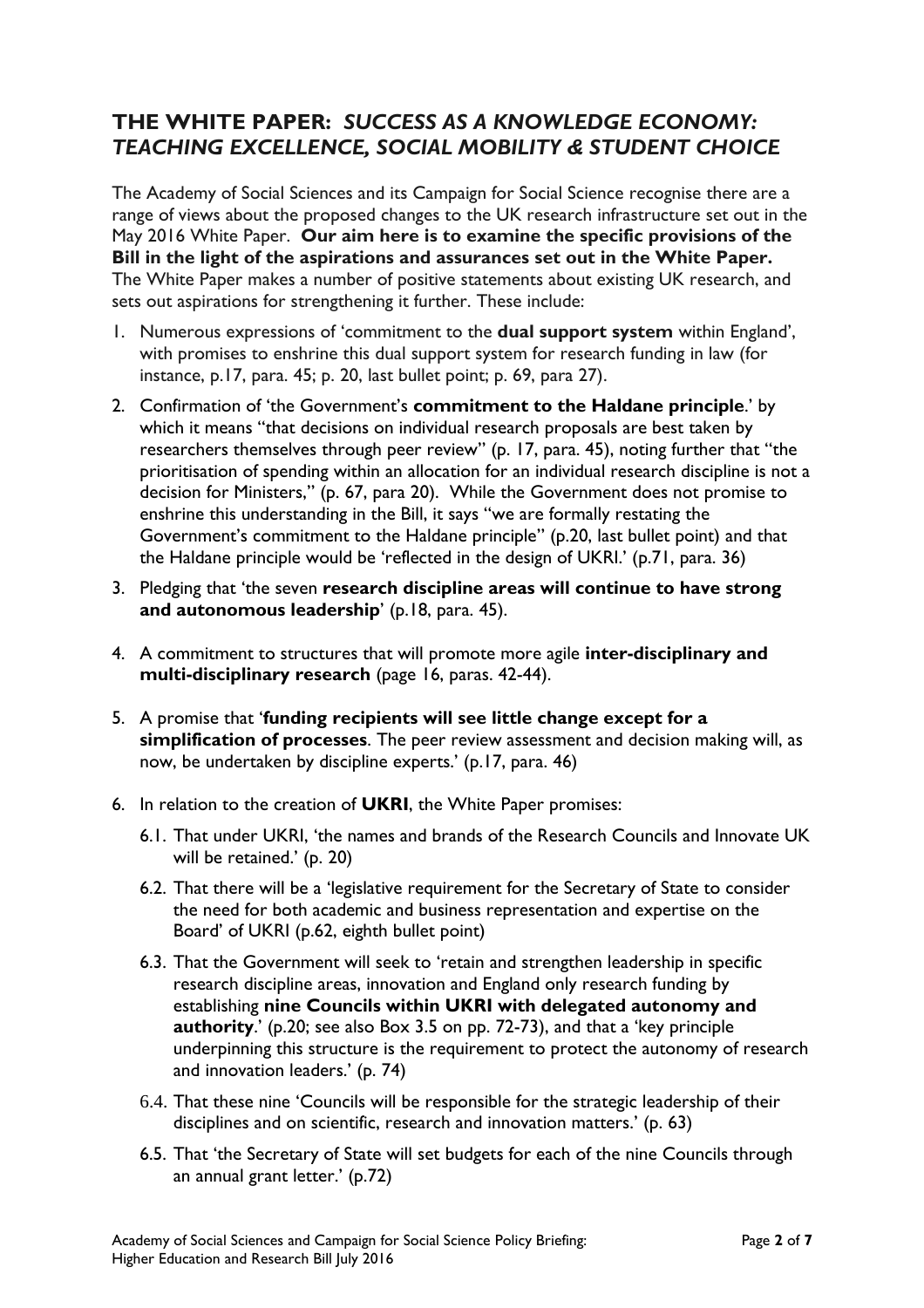## THE WHITE PAPER: *SUCCESS AS A KNOWLEDGE ECONOMY: TEACHING EXCELLENCE, SOCIAL MOBILITY & STUDENT CHOICE*

The Academy of Social Sciences and its Campaign for Social Science recognise there are a range of views about the proposed changes to the UK research infrastructure set out in the May 2016 White Paper. **Our aim here is to examine the specific provisions of the Bill in the light of the aspirations and assurances set out in the White Paper.** The White Paper makes a number of positive statements about existing UK research, and sets out aspirations for strengthening it further. These include:

1. Numerous expressions of 'commitment to the **dual support system** within England', with promises to enshrine this dual support system for research funding in law (for instance, p.17, para. 45; p. 20, last bullet point; p. 69, para 27).
2. Confirmation of 'the Government's **commitment to the Haldane principle**.' by which it means "that decisions on individual research proposals are best taken by researchers themselves through peer review" (p. 17, para. 45), noting further that "the prioritisation of spending within an allocation for an individual research discipline is not a decision for Ministers," (p. 67, para 20). While the Government does not promise to enshrine this understanding in the Bill, it says "we are formally restating the Government's commitment to the Haldane principle" (p.20, last bullet point) and that the Haldane principle would be 'reflected in the design of UKRI.' (p.71, para. 36)
3. Pledging that 'the seven **research discipline areas will continue to have strong and autonomous leadership**' (p.18, para. 45).
4. A commitment to structures that will promote more agile **inter-disciplinary and multi-disciplinary research** (page 16, paras. 42-44).
5. A promise that '**funding recipients will see little change except for a simplification of processes**. The peer review assessment and decision making will, as now, be undertaken by discipline experts.' (p.17, para. 46)
6. In relation to the creation of **UKRI**, the White Paper promises:
   - 6.1. That under UKRI, 'the names and brands of the Research Councils and Innovate UK will be retained.' (p. 20)
   - 6.2. That there will be a 'legislative requirement for the Secretary of State to consider the need for both academic and business representation and expertise on the Board' of UKRI (p.62, eighth bullet point)
   - 6.3. That the Government will seek to 'retain and strengthen leadership in specific research discipline areas, innovation and England only research funding by establishing **nine Councils within UKRI with delegated autonomy and authority**.' (p.20; see also Box 3.5 on pp. 72-73), and that a 'key principle underpinning this structure is the requirement to protect the autonomy of research and innovation leaders.' (p. 74)
   - 6.4. That these nine 'Councils will be responsible for the strategic leadership of their disciplines and on scientific, research and innovation matters.' (p. 63)
   - 6.5. That 'the Secretary of State will set budgets for each of the nine Councils through an annual grant letter.' (p.72)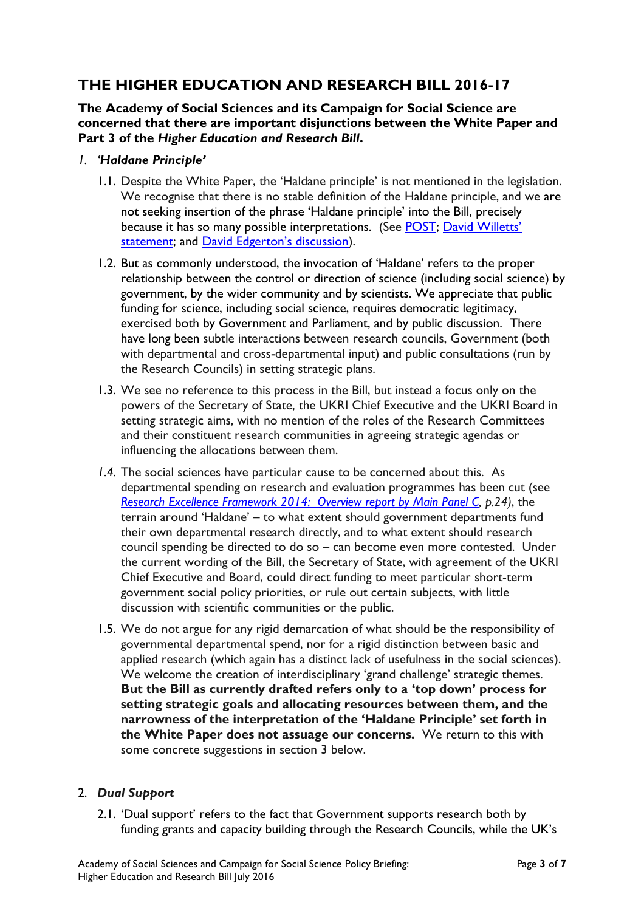# THE HIGHER EDUCATION AND RESEARCH BILL 2016-17

**The Academy of Social Sciences and its Campaign for Social Science are concerned that there are important disjunctions between the White Paper and Part 3 of the *Higher Education and Research Bill*.**

1. ***'Haldane Principle'***

    1.1. Despite the White Paper, the 'Haldane principle' is not mentioned in the legislation. We recognise that there is no stable definition of the Haldane principle, and we are not seeking insertion of the phrase 'Haldane principle' into the Bill, precisely because it has so many possible interpretations. (See POST; David Willetts' statement; and David Edgerton's discussion).

    1.2. But as commonly understood, the invocation of 'Haldane' refers to the proper relationship between the control or direction of science (including social science) by government, by the wider community and by scientists. We appreciate that public funding for science, including social science, requires democratic legitimacy, exercised both by Government and Parliament, and by public discussion. There have long been subtle interactions between research councils, Government (both with departmental and cross-departmental input) and public consultations (run by the Research Councils) in setting strategic plans.

    1.3. We see no reference to this process in the Bill, but instead a focus only on the powers of the Secretary of State, the UKRI Chief Executive and the UKRI Board in setting strategic aims, with no mention of the roles of the Research Committees and their constituent research communities in agreeing strategic agendas or influencing the allocations between them.

    *1.4.* The social sciences have particular cause to be concerned about this. As departmental spending on research and evaluation programmes has been cut (see *Research Excellence Framework 2014: Overview report by Main Panel C, p.24)*, the terrain around 'Haldane' – to what extent should government departments fund their own departmental research directly, and to what extent should research council spending be directed to do so – can become even more contested. Under the current wording of the Bill, the Secretary of State, with agreement of the UKRI Chief Executive and Board, could direct funding to meet particular short-term government social policy priorities, or rule out certain subjects, with little discussion with scientific communities or the public.

    1.5. We do not argue for any rigid demarcation of what should be the responsibility of governmental departmental spend, nor for a rigid distinction between basic and applied research (which again has a distinct lack of usefulness in the social sciences). We welcome the creation of interdisciplinary 'grand challenge' strategic themes. **But the Bill as currently drafted refers only to a 'top down' process for setting strategic goals and allocating resources between them, and the narrowness of the interpretation of the 'Haldane Principle' set forth in the White Paper does not assuage our concerns.** We return to this with some concrete suggestions in section 3 below.

2. ***Dual Support***

    2.1. 'Dual support' refers to the fact that Government supports research both by funding grants and capacity building through the Research Councils, while the UK's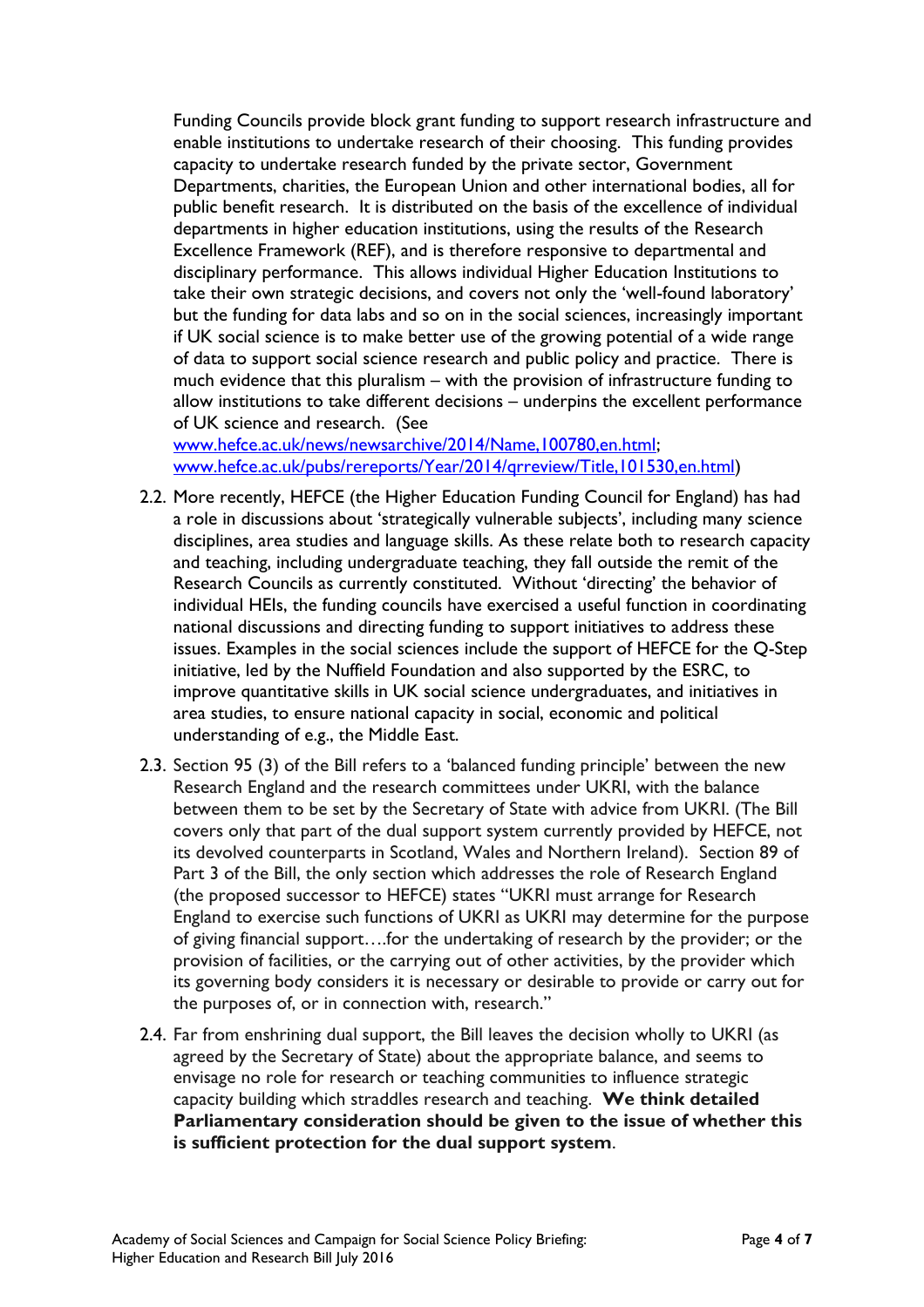Funding Councils provide block grant funding to support research infrastructure and enable institutions to undertake research of their choosing. This funding provides capacity to undertake research funded by the private sector, Government Departments, charities, the European Union and other international bodies, all for public benefit research. It is distributed on the basis of the excellence of individual departments in higher education institutions, using the results of the Research Excellence Framework (REF), and is therefore responsive to departmental and disciplinary performance. This allows individual Higher Education Institutions to take their own strategic decisions, and covers not only the 'well-found laboratory' but the funding for data labs and so on in the social sciences, increasingly important if UK social science is to make better use of the growing potential of a wide range of data to support social science research and public policy and practice. There is much evidence that this pluralism – with the provision of infrastructure funding to allow institutions to take different decisions – underpins the excellent performance of UK science and research. (See [www.hefce.ac.uk/news/newsarchive/2014/Name,100780,en.html](www.hefce.ac.uk/news/newsarchive/2014/Name,100780,en.html); [www.hefce.ac.uk/pubs/rereports/Year/2014/qrreview/Title,101530,en.html](www.hefce.ac.uk/pubs/rereports/Year/2014/qrreview/Title,101530,en.html))

2.2. More recently, HEFCE (the Higher Education Funding Council for England) has had a role in discussions about 'strategically vulnerable subjects', including many science disciplines, area studies and language skills. As these relate both to research capacity and teaching, including undergraduate teaching, they fall outside the remit of the Research Councils as currently constituted. Without 'directing' the behavior of individual HEIs, the funding councils have exercised a useful function in coordinating national discussions and directing funding to support initiatives to address these issues. Examples in the social sciences include the support of HEFCE for the Q-Step initiative, led by the Nuffield Foundation and also supported by the ESRC, to improve quantitative skills in UK social science undergraduates, and initiatives in area studies, to ensure national capacity in social, economic and political understanding of e.g., the Middle East.

2.3. Section 95 (3) of the Bill refers to a 'balanced funding principle' between the new Research England and the research committees under UKRI, with the balance between them to be set by the Secretary of State with advice from UKRI. (The Bill covers only that part of the dual support system currently provided by HEFCE, not its devolved counterparts in Scotland, Wales and Northern Ireland). Section 89 of Part 3 of the Bill, the only section which addresses the role of Research England (the proposed successor to HEFCE) states "UKRI must arrange for Research England to exercise such functions of UKRI as UKRI may determine for the purpose of giving financial support….for the undertaking of research by the provider; or the provision of facilities, or the carrying out of other activities, by the provider which its governing body considers it is necessary or desirable to provide or carry out for the purposes of, or in connection with, research."

2.4. Far from enshrining dual support, the Bill leaves the decision wholly to UKRI (as agreed by the Secretary of State) about the appropriate balance, and seems to envisage no role for research or teaching communities to influence strategic capacity building which straddles research and teaching. **We think detailed Parliamentary consideration should be given to the issue of whether this is sufficient protection for the dual support system**.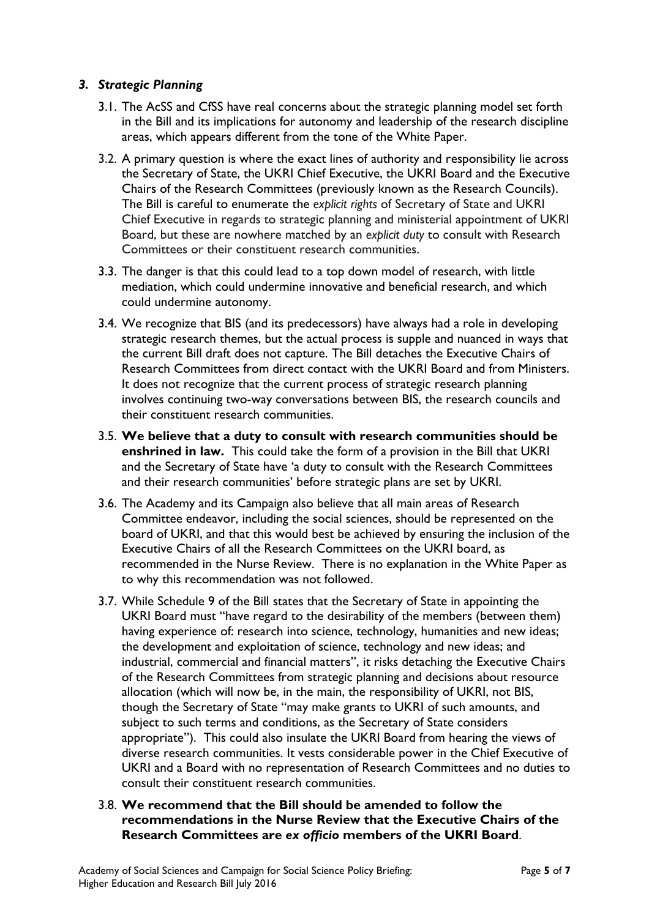### *3. Strategic Planning*

3.1. The AcSS and CfSS have real concerns about the strategic planning model set forth in the Bill and its implications for autonomy and leadership of the research discipline areas, which appears different from the tone of the White Paper.

3.2. A primary question is where the exact lines of authority and responsibility lie across the Secretary of State, the UKRI Chief Executive, the UKRI Board and the Executive Chairs of the Research Committees (previously known as the Research Councils). The Bill is careful to enumerate the *explicit rights* of Secretary of State and UKRI Chief Executive in regards to strategic planning and ministerial appointment of UKRI Board, but these are nowhere matched by an *explicit duty* to consult with Research Committees or their constituent research communities.

3.3. The danger is that this could lead to a top down model of research, with little mediation, which could undermine innovative and beneficial research, and which could undermine autonomy.

3.4. We recognize that BIS (and its predecessors) have always had a role in developing strategic research themes, but the actual process is supple and nuanced in ways that the current Bill draft does not capture. The Bill detaches the Executive Chairs of Research Committees from direct contact with the UKRI Board and from Ministers. It does not recognize that the current process of strategic research planning involves continuing two-way conversations between BIS, the research councils and their constituent research communities.

3.5. **We believe that a duty to consult with research communities should be enshrined in law.** This could take the form of a provision in the Bill that UKRI and the Secretary of State have 'a duty to consult with the Research Committees and their research communities' before strategic plans are set by UKRI.

3.6. The Academy and its Campaign also believe that all main areas of Research Committee endeavor, including the social sciences, should be represented on the board of UKRI, and that this would best be achieved by ensuring the inclusion of the Executive Chairs of all the Research Committees on the UKRI board, as recommended in the Nurse Review. There is no explanation in the White Paper as to why this recommendation was not followed.

3.7. While Schedule 9 of the Bill states that the Secretary of State in appointing the UKRI Board must "have regard to the desirability of the members (between them) having experience of: research into science, technology, humanities and new ideas; the development and exploitation of science, technology and new ideas; and industrial, commercial and financial matters", it risks detaching the Executive Chairs of the Research Committees from strategic planning and decisions about resource allocation (which will now be, in the main, the responsibility of UKRI, not BIS, though the Secretary of State "may make grants to UKRI of such amounts, and subject to such terms and conditions, as the Secretary of State considers appropriate"). This could also insulate the UKRI Board from hearing the views of diverse research communities. It vests considerable power in the Chief Executive of UKRI and a Board with no representation of Research Committees and no duties to consult their constituent research communities.

3.8. **We recommend that the Bill should be amended to follow the recommendations in the Nurse Review that the Executive Chairs of the Research Committees are *ex officio* members of the UKRI Board**.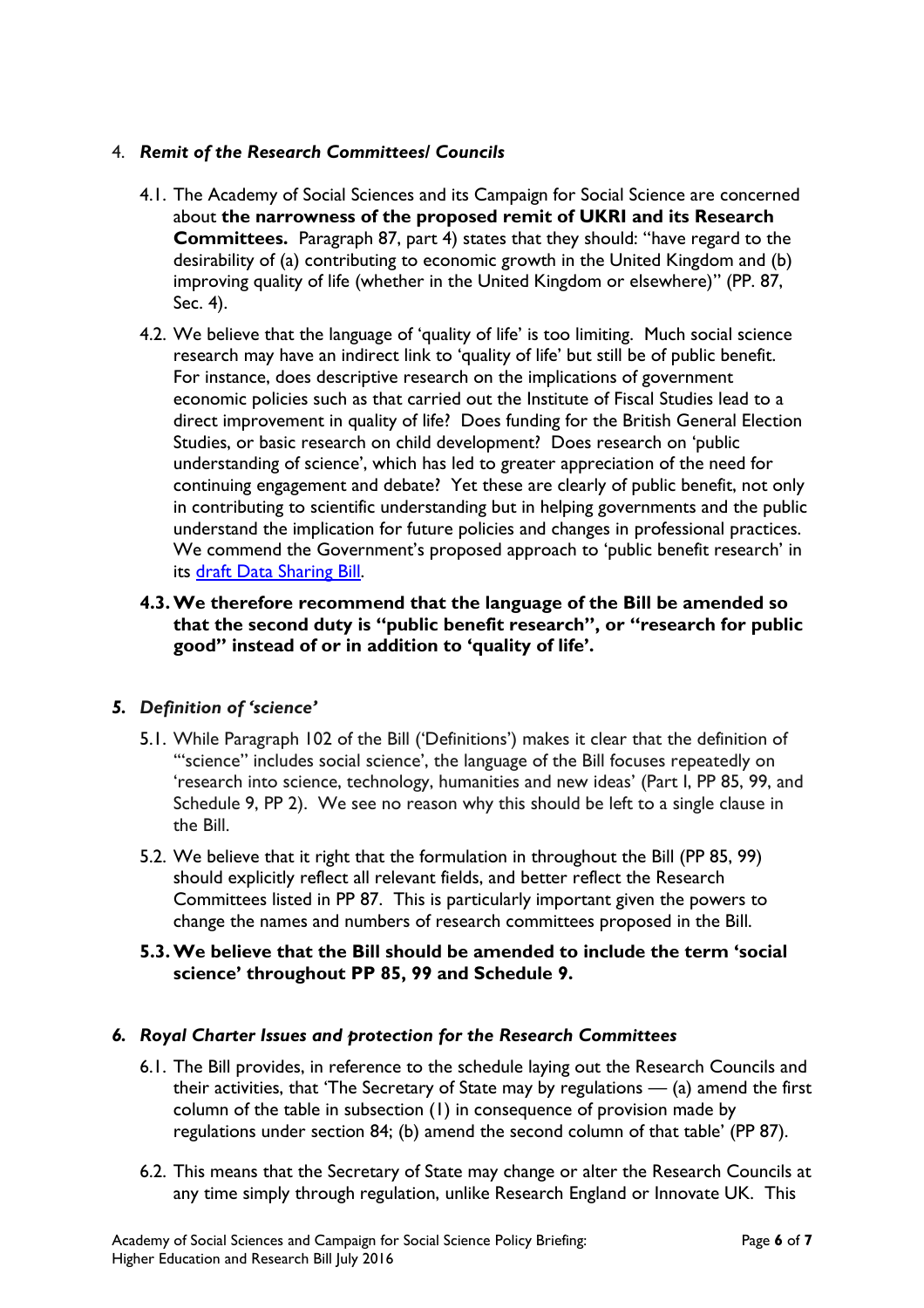4. ***Remit of the Research Committees/ Councils***

   4.1. The Academy of Social Sciences and its Campaign for Social Science are concerned about **the narrowness of the proposed remit of UKRI and its Research Committees.** Paragraph 87, part 4) states that they should: "have regard to the desirability of (a) contributing to economic growth in the United Kingdom and (b) improving quality of life (whether in the United Kingdom or elsewhere)" (PP. 87, Sec. 4).

   4.2. We believe that the language of 'quality of life' is too limiting. Much social science research may have an indirect link to 'quality of life' but still be of public benefit. For instance, does descriptive research on the implications of government economic policies such as that carried out the Institute of Fiscal Studies lead to a direct improvement in quality of life? Does funding for the British General Election Studies, or basic research on child development? Does research on 'public understanding of science', which has led to greater appreciation of the need for continuing engagement and debate? Yet these are clearly of public benefit, not only in contributing to scientific understanding but in helping governments and the public understand the implication for future policies and changes in professional practices. We commend the Government's proposed approach to 'public benefit research' in its draft Data Sharing Bill.

   **4.3. We therefore recommend that the language of the Bill be amended so that the second duty is "public benefit research", or "research for public good" instead of or in addition to 'quality of life'.**

5. ***Definition of 'science'***

   5.1. While Paragraph 102 of the Bill ('Definitions') makes it clear that the definition of "'science" includes social science', the language of the Bill focuses repeatedly on 'research into science, technology, humanities and new ideas' (Part I, PP 85, 99, and Schedule 9, PP 2). We see no reason why this should be left to a single clause in the Bill.

   5.2. We believe that it right that the formulation in throughout the Bill (PP 85, 99) should explicitly reflect all relevant fields, and better reflect the Research Committees listed in PP 87. This is particularly important given the powers to change the names and numbers of research committees proposed in the Bill.

   **5.3. We believe that the Bill should be amended to include the term 'social science' throughout PP 85, 99 and Schedule 9.**

6. ***Royal Charter Issues and protection for the Research Committees***

   6.1. The Bill provides, in reference to the schedule laying out the Research Councils and their activities, that 'The Secretary of State may by regulations — (a) amend the first column of the table in subsection (1) in consequence of provision made by regulations under section 84; (b) amend the second column of that table' (PP 87).

   6.2. This means that the Secretary of State may change or alter the Research Councils at any time simply through regulation, unlike Research England or Innovate UK. This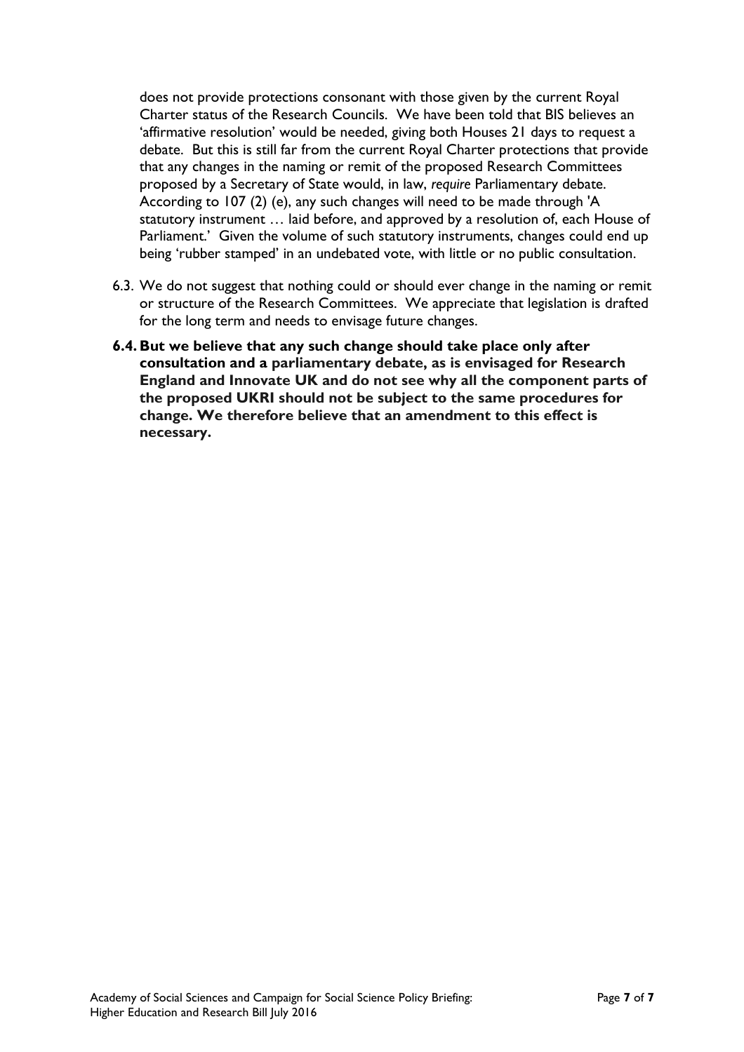does not provide protections consonant with those given by the current Royal Charter status of the Research Councils. We have been told that BIS believes an 'affirmative resolution' would be needed, giving both Houses 21 days to request a debate. But this is still far from the current Royal Charter protections that provide that any changes in the naming or remit of the proposed Research Committees proposed by a Secretary of State would, in law, *require* Parliamentary debate. According to 107 (2) (e), any such changes will need to be made through 'A statutory instrument … laid before, and approved by a resolution of, each House of Parliament.' Given the volume of such statutory instruments, changes could end up being 'rubber stamped' in an undebated vote, with little or no public consultation.

6.3. We do not suggest that nothing could or should ever change in the naming or remit or structure of the Research Committees. We appreciate that legislation is drafted for the long term and needs to envisage future changes.

**6.4. But we believe that any such change should take place only after consultation and a parliamentary debate, as is envisaged for Research England and Innovate UK and do not see why all the component parts of the proposed UKRI should not be subject to the same procedures for change. We therefore believe that an amendment to this effect is necessary.**